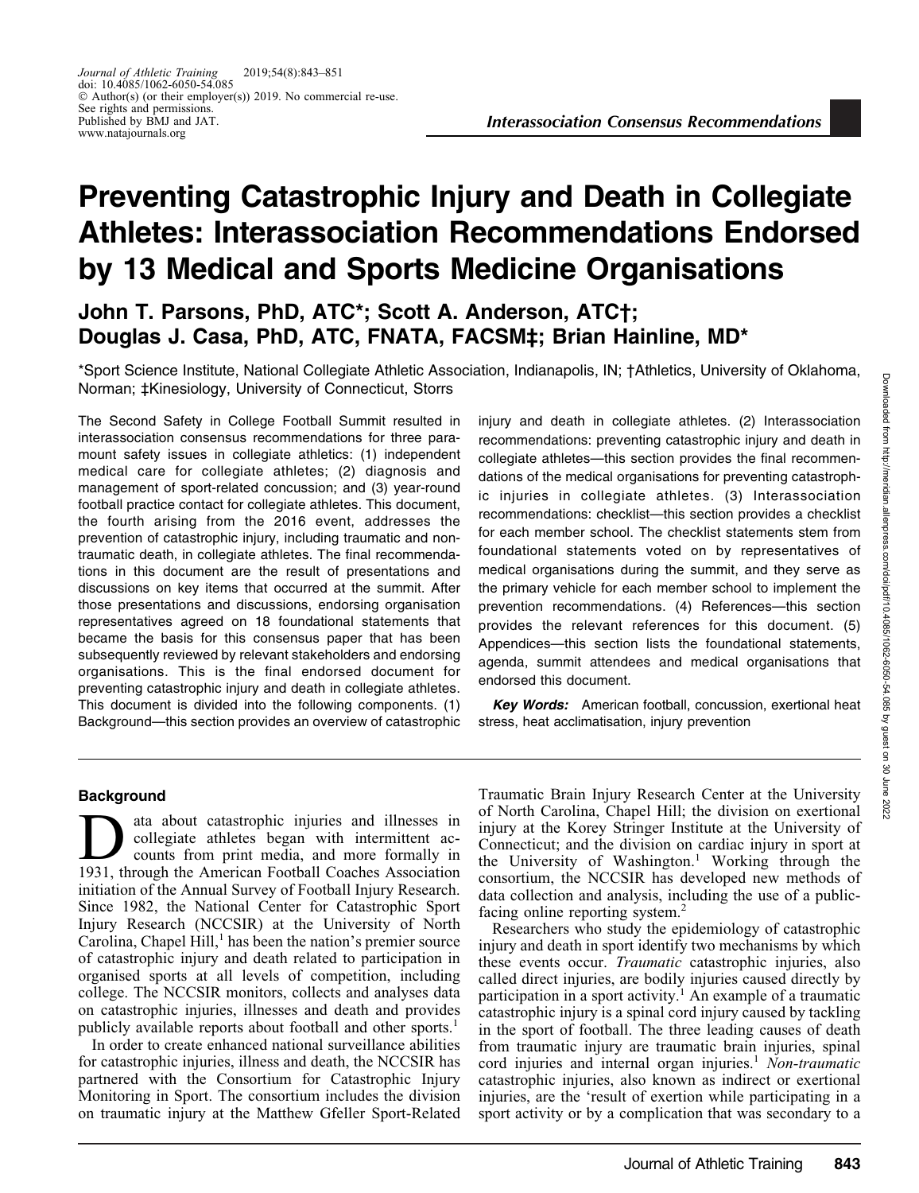*Interassociation Consensus Recommendations*

# Preventing Catastrophic Injury and Death in Collegiate Athletes: Interassociation Recommendations Endorsed by 13 Medical and Sports Medicine Organisations

**John T. Parsons, PhD, ATC\*; Scott A. Anderson, ATC†; Douglas J. Casa, PhD, ATC, FNATA, FACSM‡; Brian Hainline, MD\***

\*Sport Science Institute, National Collegiate Athletic Association, Indianapolis, IN; †Athletics, University of Oklahoma, Norman; ‡Kinesiology, University of Connecticut, Storrs

The Second Safety in College Football Summit resulted in interassociation consensus recommendations for three paramount safety issues in collegiate athletics: (1) independent medical care for collegiate athletes; (2) diagnosis and management of sport-related concussion; and (3) year-round football practice contact for collegiate athletes. This document, the fourth arising from the 2016 event, addresses the prevention of catastrophic injury, including traumatic and non-traumatic death, in collegiate athletes. The final recommendations in this document are the result of presentations and discussions on key items that occurred at the summit. After those presentations and discussions, endorsing organisation representatives agreed on 18 foundational statements that became the basis for this consensus paper that has been subsequently reviewed by relevant stakeholders and endorsing organisations. This is the final endorsed document for preventing catastrophic injury and death in collegiate athletes. This document is divided into the following components. (1) Background—this section provides an overview of catastrophic injury and death in collegiate athletes. (2) Interassociation recommendations: preventing catastrophic injury and death in collegiate athletes—this section provides the final recommendations of the medical organisations for preventing catastrophic injuries in collegiate athletes. (3) Interassociation recommendations: checklist—this section provides a checklist for each member school. The checklist statements stem from foundational statements voted on by representatives of medical organisations during the summit, and they serve as the primary vehicle for each member school to implement the prevention recommendations. (4) References—this section provides the relevant references for this document. (5) Appendices—this section lists the foundational statements, agenda, summit attendees and medical organisations that endorsed this document.

***Key Words:*** American football, concussion, exertional heat stress, heat acclimatisation, injury prevention

## Background

Data about catastrophic injuries and illnesses in collegiate athletes began with intermittent accounts from print media, and more formally in 1931, through the American Football Coaches Association initiation of the Annual Survey of Football Injury Research. Since 1982, the National Center for Catastrophic Sport Injury Research (NCCSIR) at the University of North Carolina, Chapel Hill,[1] has been the nation's premier source of catastrophic injury and death related to participation in organised sports at all levels of competition, including college. The NCCSIR monitors, collects and analyses data on catastrophic injuries, illnesses and death and provides publicly available reports about football and other sports.[1]

In order to create enhanced national surveillance abilities for catastrophic injuries, illness and death, the NCCSIR has partnered with the Consortium for Catastrophic Injury Monitoring in Sport. The consortium includes the division on traumatic injury at the Matthew Gfeller Sport-Related Traumatic Brain Injury Research Center at the University of North Carolina, Chapel Hill; the division on exertional injury at the Korey Stringer Institute at the University of Connecticut; and the division on cardiac injury in sport at the University of Washington.[1] Working through the consortium, the NCCSIR has developed new methods of data collection and analysis, including the use of a public-facing online reporting system.[2]

Researchers who study the epidemiology of catastrophic injury and death in sport identify two mechanisms by which these events occur. *Traumatic* catastrophic injuries, also called direct injuries, are bodily injuries caused directly by participation in a sport activity.[1] An example of a traumatic catastrophic injury is a spinal cord injury caused by tackling in the sport of football. The three leading causes of death from traumatic injury are traumatic brain injuries, spinal cord injuries and internal organ injuries.[1] *Non-traumatic* catastrophic injuries, also known as indirect or exertional injuries, are the 'result of exertion while participating in a sport activity or by a complication that was secondary to a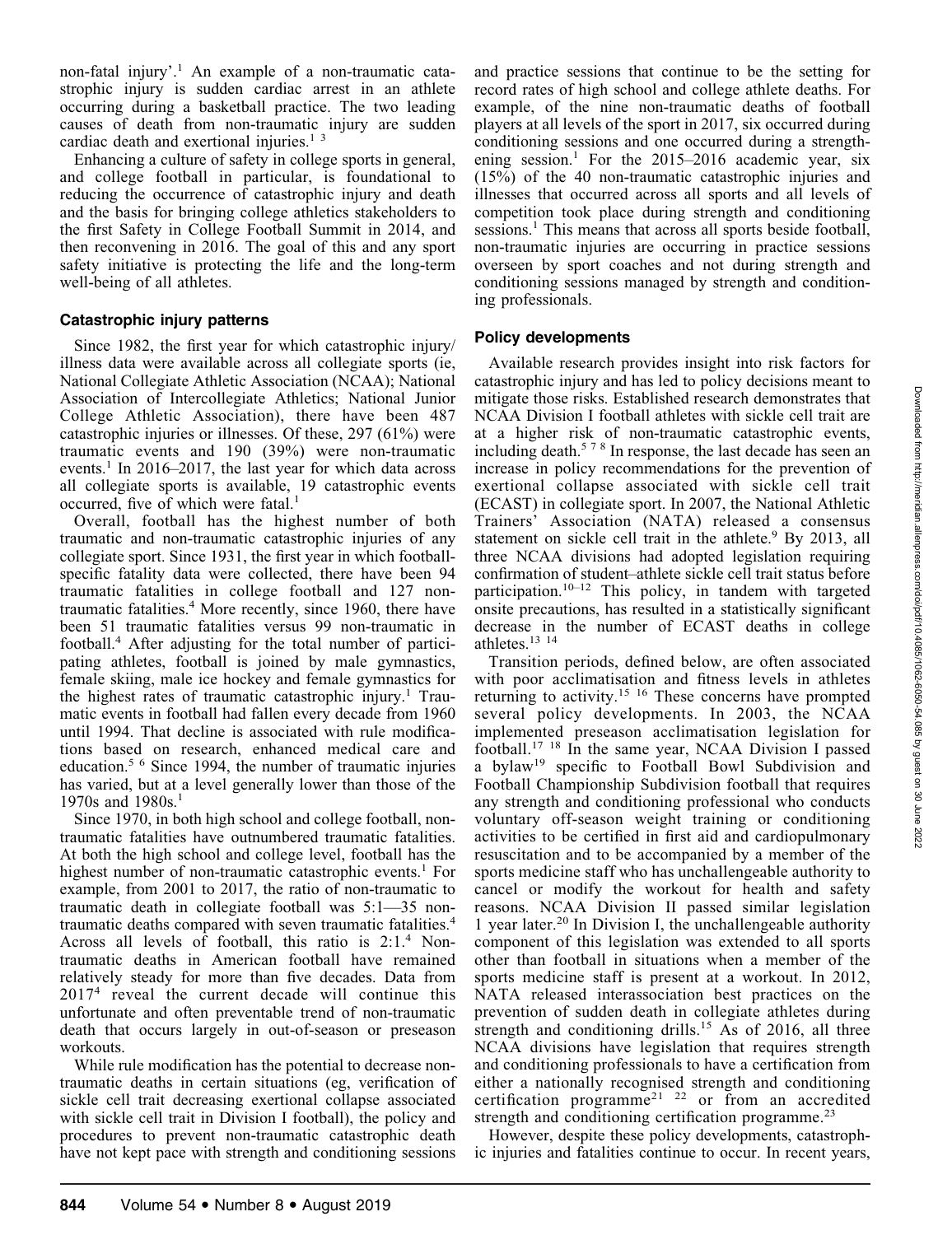non-fatal injury'.[1] An example of a non-traumatic catastrophic injury is sudden cardiac arrest in an athlete occurring during a basketball practice. The two leading causes of death from non-traumatic injury are sudden cardiac death and exertional injuries.[1 3]

Enhancing a culture of safety in college sports in general, and college football in particular, is foundational to reducing the occurrence of catastrophic injury and death and the basis for bringing college athletics stakeholders to the first Safety in College Football Summit in 2014, and then reconvening in 2016. The goal of this and any sport safety initiative is protecting the life and the long-term well-being of all athletes.

### Catastrophic injury patterns

Since 1982, the first year for which catastrophic injury/illness data were available across all collegiate sports (ie, National Collegiate Athletic Association (NCAA); National Association of Intercollegiate Athletics; National Junior College Athletic Association), there have been 487 catastrophic injuries or illnesses. Of these, 297 (61%) were traumatic events and 190 (39%) were non-traumatic events.[1] In 2016–2017, the last year for which data across all collegiate sports is available, 19 catastrophic events occurred, five of which were fatal.[1]

Overall, football has the highest number of both traumatic and non-traumatic catastrophic injuries of any collegiate sport. Since 1931, the first year in which football-specific fatality data were collected, there have been 94 traumatic fatalities in college football and 127 non-traumatic fatalities.[4] More recently, since 1960, there have been 51 traumatic fatalities versus 99 non-traumatic in football.[4] After adjusting for the total number of participating athletes, football is joined by male gymnastics, female skiing, male ice hockey and female gymnastics for the highest rates of traumatic catastrophic injury.[1] Traumatic events in football had fallen every decade from 1960 until 1994. That decline is associated with rule modifications based on research, enhanced medical care and education.[5 6] Since 1994, the number of traumatic injuries has varied, but at a level generally lower than those of the 1970s and 1980s.[1]

Since 1970, in both high school and college football, non-traumatic fatalities have outnumbered traumatic fatalities. At both the high school and college level, football has the highest number of non-traumatic catastrophic events.[1] For example, from 2001 to 2017, the ratio of non-traumatic to traumatic death in collegiate football was 5:1—35 non-traumatic deaths compared with seven traumatic fatalities.[4] Across all levels of football, this ratio is 2:1.[4] Non-traumatic deaths in American football have remained relatively steady for more than five decades. Data from 2017[4] reveal the current decade will continue this unfortunate and often preventable trend of non-traumatic death that occurs largely in out-of-season or preseason workouts.

While rule modification has the potential to decrease non-traumatic deaths in certain situations (eg, verification of sickle cell trait decreasing exertional collapse associated with sickle cell trait in Division I football), the policy and procedures to prevent non-traumatic catastrophic death have not kept pace with strength and conditioning sessions and practice sessions that continue to be the setting for record rates of high school and college athlete deaths. For example, of the nine non-traumatic deaths of football players at all levels of the sport in 2017, six occurred during conditioning sessions and one occurred during a strengthening session.[1] For the 2015–2016 academic year, six (15%) of the 40 non-traumatic catastrophic injuries and illnesses that occurred across all sports and all levels of competition took place during strength and conditioning sessions.[1] This means that across all sports beside football, non-traumatic injuries are occurring in practice sessions overseen by sport coaches and not during strength and conditioning sessions managed by strength and conditioning professionals.

### Policy developments

Available research provides insight into risk factors for catastrophic injury and has led to policy decisions meant to mitigate those risks. Established research demonstrates that NCAA Division I football athletes with sickle cell trait are at a higher risk of non-traumatic catastrophic events, including death.[5 7 8] In response, the last decade has seen an increase in policy recommendations for the prevention of exertional collapse associated with sickle cell trait (ECAST) in collegiate sport. In 2007, the National Athletic Trainers' Association (NATA) released a consensus statement on sickle cell trait in the athlete.[9] By 2013, all three NCAA divisions had adopted legislation requiring confirmation of student–athlete sickle cell trait status before participation.[10–12] This policy, in tandem with targeted onsite precautions, has resulted in a statistically significant decrease in the number of ECAST deaths in college athletes.[13 14]

Transition periods, defined below, are often associated with poor acclimatisation and fitness levels in athletes returning to activity.[15 16] These concerns have prompted several policy developments. In 2003, the NCAA implemented preseason acclimatisation legislation for football.[17 18] In the same year, NCAA Division I passed a bylaw[19] specific to Football Bowl Subdivision and Football Championship Subdivision football that requires any strength and conditioning professional who conducts voluntary off-season weight training or conditioning activities to be certified in first aid and cardiopulmonary resuscitation and to be accompanied by a member of the sports medicine staff who has unchallengeable authority to cancel or modify the workout for health and safety reasons. NCAA Division II passed similar legislation 1 year later.[20] In Division I, the unchallengeable authority component of this legislation was extended to all sports other than football in situations when a member of the sports medicine staff is present at a workout. In 2012, NATA released interassociation best practices on the prevention of sudden death in collegiate athletes during strength and conditioning drills.[15] As of 2016, all three NCAA divisions have legislation that requires strength and conditioning professionals to have a certification from either a nationally recognised strength and conditioning certification programme[21 22] or from an accredited strength and conditioning certification programme.[23]

However, despite these policy developments, catastrophic injuries and fatalities continue to occur. In recent years,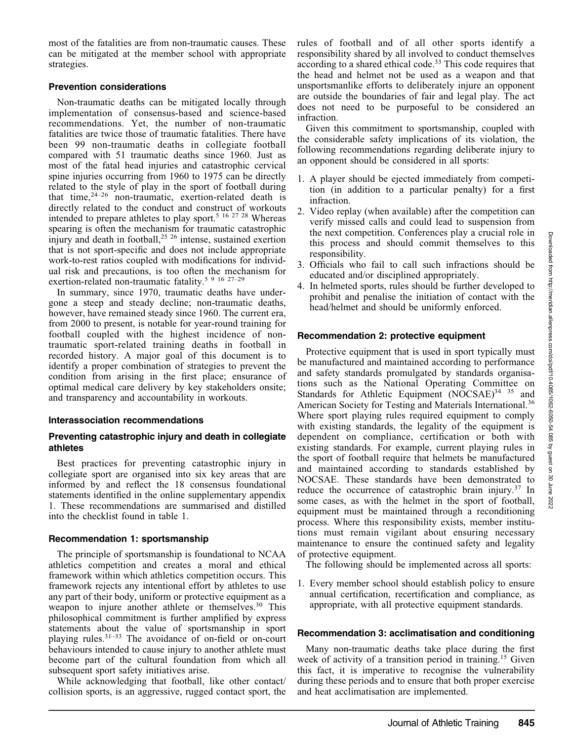most of the fatalities are from non-traumatic causes. These can be mitigated at the member school with appropriate strategies.

### Prevention considerations

Non-traumatic deaths can be mitigated locally through implementation of consensus-based and science-based recommendations. Yet, the number of non-traumatic fatalities are twice those of traumatic fatalities. There have been 99 non-traumatic deaths in collegiate football compared with 51 traumatic deaths since 1960. Just as most of the fatal head injuries and catastrophic cervical spine injuries occurring from 1960 to 1975 can be directly related to the style of play in the sport of football during that time,[24–26] non-traumatic, exertion-related death is directly related to the conduct and construct of workouts intended to prepare athletes to play sport.[5 16 27 28] Whereas spearing is often the mechanism for traumatic catastrophic injury and death in football,[25 26] intense, sustained exertion that is not sport-specific and does not include appropriate work-to-rest ratios coupled with modifications for individual risk and precautions, is too often the mechanism for exertion-related non-traumatic fatality.[5 9 16 27–29]

In summary, since 1970, traumatic deaths have undergone a steep and steady decline; non-traumatic deaths, however, have remained steady since 1960. The current era, from 2000 to present, is notable for year-round training for football coupled with the highest incidence of non-traumatic sport-related training deaths in football in recorded history. A major goal of this document is to identify a proper combination of strategies to prevent the condition from arising in the first place; ensurance of optimal medical care delivery by key stakeholders onsite; and transparency and accountability in workouts.

### Interassociation recommendations

### Preventing catastrophic injury and death in collegiate athletes

Best practices for preventing catastrophic injury in collegiate sport are organised into six key areas that are informed by and reflect the 18 consensus foundational statements identified in the online supplementary appendix 1. These recommendations are summarised and distilled into the checklist found in table 1.

### Recommendation 1: sportsmanship

The principle of sportsmanship is foundational to NCAA athletics competition and creates a moral and ethical framework within which athletics competition occurs. This framework rejects any intentional effort by athletes to use any part of their body, uniform or protective equipment as a weapon to injure another athlete or themselves.[30] This philosophical commitment is further amplified by express statements about the value of sportsmanship in sport playing rules.[31–33] The avoidance of on-field or on-court behaviours intended to cause injury to another athlete must become part of the cultural foundation from which all subsequent sport safety initiatives arise.

While acknowledging that football, like other contact/collision sports, is an aggressive, rugged contact sport, the rules of football and of all other sports identify a responsibility shared by all involved to conduct themselves according to a shared ethical code.[33] This code requires that the head and helmet not be used as a weapon and that unsportsmanlike efforts to deliberately injure an opponent are outside the boundaries of fair and legal play. The act does not need to be purposeful to be considered an infraction.

Given this commitment to sportsmanship, coupled with the considerable safety implications of its violation, the following recommendations regarding deliberate injury to an opponent should be considered in all sports:

1. A player should be ejected immediately from competition (in addition to a particular penalty) for a first infraction.
2. Video replay (when available) after the competition can verify missed calls and could lead to suspension from the next competition. Conferences play a crucial role in this process and should commit themselves to this responsibility.
3. Officials who fail to call such infractions should be educated and/or disciplined appropriately.
4. In helmeted sports, rules should be further developed to prohibit and penalise the initiation of contact with the head/helmet and should be uniformly enforced.

### Recommendation 2: protective equipment

Protective equipment that is used in sport typically must be manufactured and maintained according to performance and safety standards promulgated by standards organisations such as the National Operating Committee on Standards for Athletic Equipment (NOCSAE)[34 35] and American Society for Testing and Materials International.[36] Where sport playing rules required equipment to comply with existing standards, the legality of the equipment is dependent on compliance, certification or both with existing standards. For example, current playing rules in the sport of football require that helmets be manufactured and maintained according to standards established by NOCSAE. These standards have been demonstrated to reduce the occurrence of catastrophic brain injury.[37] In some cases, as with the helmet in the sport of football, equipment must be maintained through a reconditioning process. Where this responsibility exists, member institutions must remain vigilant about ensuring necessary maintenance to ensure the continued safety and legality of protective equipment.

The following should be implemented across all sports:

1. Every member school should establish policy to ensure annual certification, recertification and compliance, as appropriate, with all protective equipment standards.

### Recommendation 3: acclimatisation and conditioning

Many non-traumatic deaths take place during the first week of activity of a transition period in training.[15] Given this fact, it is imperative to recognise the vulnerability during these periods and to ensure that both proper exercise and heat acclimatisation are implemented.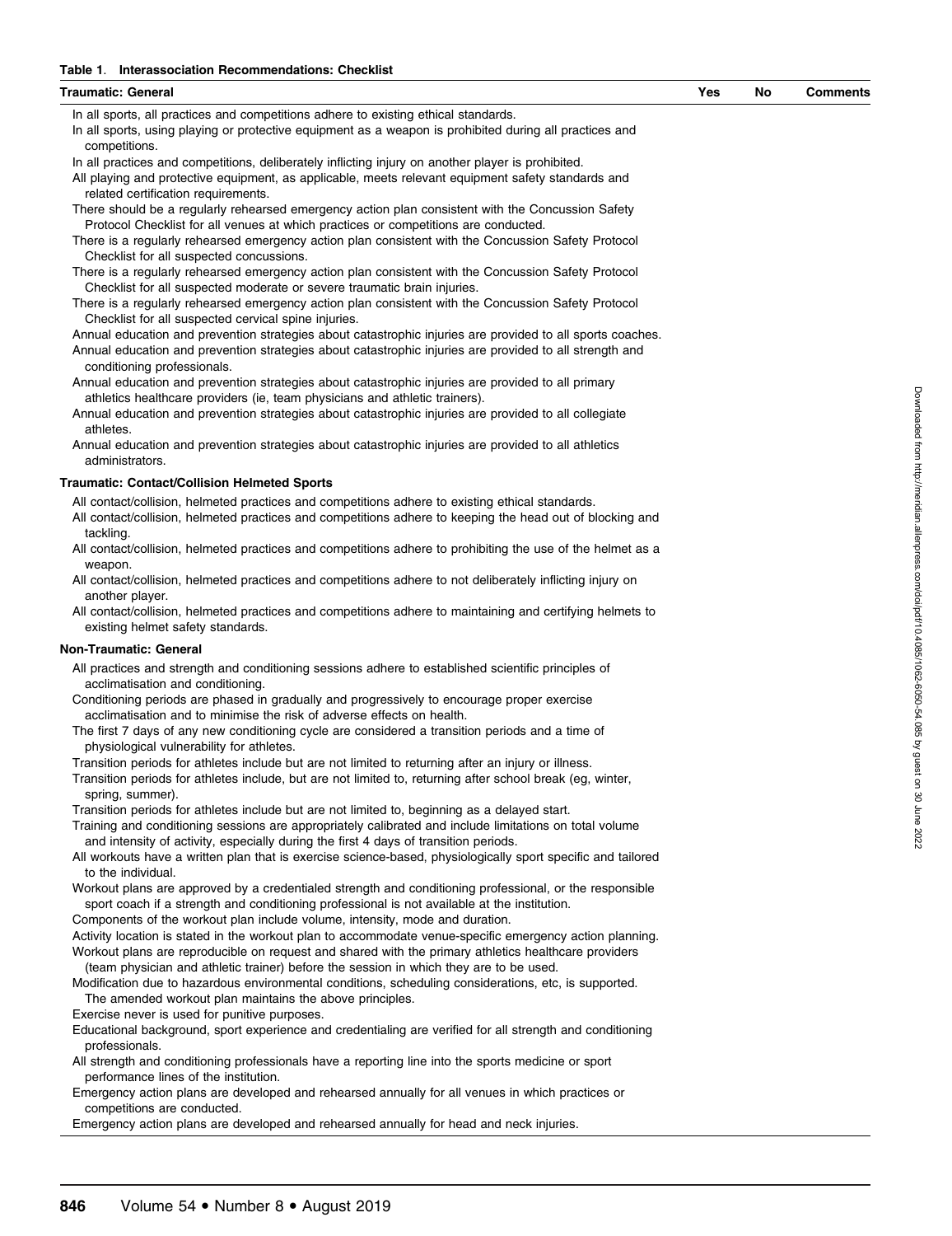**Table 1. Interassociation Recommendations: Checklist**

| Traumatic: General | Yes | No | Comments |
|---|---|---|---|
| In all sports, all practices and competitions adhere to existing ethical standards. | | | |
| In all sports, using playing or protective equipment as a weapon is prohibited during all practices and competitions. | | | |
| In all practices and competitions, deliberately inflicting injury on another player is prohibited. | | | |
| All playing and protective equipment, as applicable, meets relevant equipment safety standards and related certification requirements. | | | |
| There should be a regularly rehearsed emergency action plan consistent with the Concussion Safety Protocol Checklist for all venues at which practices or competitions are conducted. | | | |
| There is a regularly rehearsed emergency action plan consistent with the Concussion Safety Protocol Checklist for all suspected concussions. | | | |
| There is a regularly rehearsed emergency action plan consistent with the Concussion Safety Protocol Checklist for all suspected moderate or severe traumatic brain injuries. | | | |
| There is a regularly rehearsed emergency action plan consistent with the Concussion Safety Protocol Checklist for all suspected cervical spine injuries. | | | |
| Annual education and prevention strategies about catastrophic injuries are provided to all sports coaches. | | | |
| Annual education and prevention strategies about catastrophic injuries are provided to all strength and conditioning professionals. | | | |
| Annual education and prevention strategies about catastrophic injuries are provided to all primary athletics healthcare providers (ie, team physicians and athletic trainers). | | | |
| Annual education and prevention strategies about catastrophic injuries are provided to all collegiate athletes. | | | |
| Annual education and prevention strategies about catastrophic injuries are provided to all athletics administrators. | | | |
| **Traumatic: Contact/Collision Helmeted Sports** | | | |
| All contact/collision, helmeted practices and competitions adhere to existing ethical standards. | | | |
| All contact/collision, helmeted practices and competitions adhere to keeping the head out of blocking and tackling. | | | |
| All contact/collision, helmeted practices and competitions adhere to prohibiting the use of the helmet as a weapon. | | | |
| All contact/collision, helmeted practices and competitions adhere to not deliberately inflicting injury on another player. | | | |
| All contact/collision, helmeted practices and competitions adhere to maintaining and certifying helmets to existing helmet safety standards. | | | |
| **Non-Traumatic: General** | | | |
| All practices and strength and conditioning sessions adhere to established scientific principles of acclimatisation and conditioning. | | | |
| Conditioning periods are phased in gradually and progressively to encourage proper exercise acclimatisation and to minimise the risk of adverse effects on health. | | | |
| The first 7 days of any new conditioning cycle are considered a transition periods and a time of physiological vulnerability for athletes. | | | |
| Transition periods for athletes include but are not limited to returning after an injury or illness. | | | |
| Transition periods for athletes include, but are not limited to, returning after school break (eg, winter, spring, summer). | | | |
| Transition periods for athletes include but are not limited to, beginning as a delayed start. | | | |
| Training and conditioning sessions are appropriately calibrated and include limitations on total volume and intensity of activity, especially during the first 4 days of transition periods. | | | |
| All workouts have a written plan that is exercise science-based, physiologically sport specific and tailored to the individual. | | | |
| Workout plans are approved by a credentialed strength and conditioning professional, or the responsible sport coach if a strength and conditioning professional is not available at the institution. | | | |
| Components of the workout plan include volume, intensity, mode and duration. | | | |
| Activity location is stated in the workout plan to accommodate venue-specific emergency action planning. | | | |
| Workout plans are reproducible on request and shared with the primary athletics healthcare providers (team physician and athletic trainer) before the session in which they are to be used. | | | |
| Modification due to hazardous environmental conditions, scheduling considerations, etc, is supported. The amended workout plan maintains the above principles. | | | |
| Exercise never is used for punitive purposes. | | | |
| Educational background, sport experience and credentialing are verified for all strength and conditioning professionals. | | | |
| All strength and conditioning professionals have a reporting line into the sports medicine or sport performance lines of the institution. | | | |
| Emergency action plans are developed and rehearsed annually for all venues in which practices or competitions are conducted. | | | |
| Emergency action plans are developed and rehearsed annually for head and neck injuries. | | | |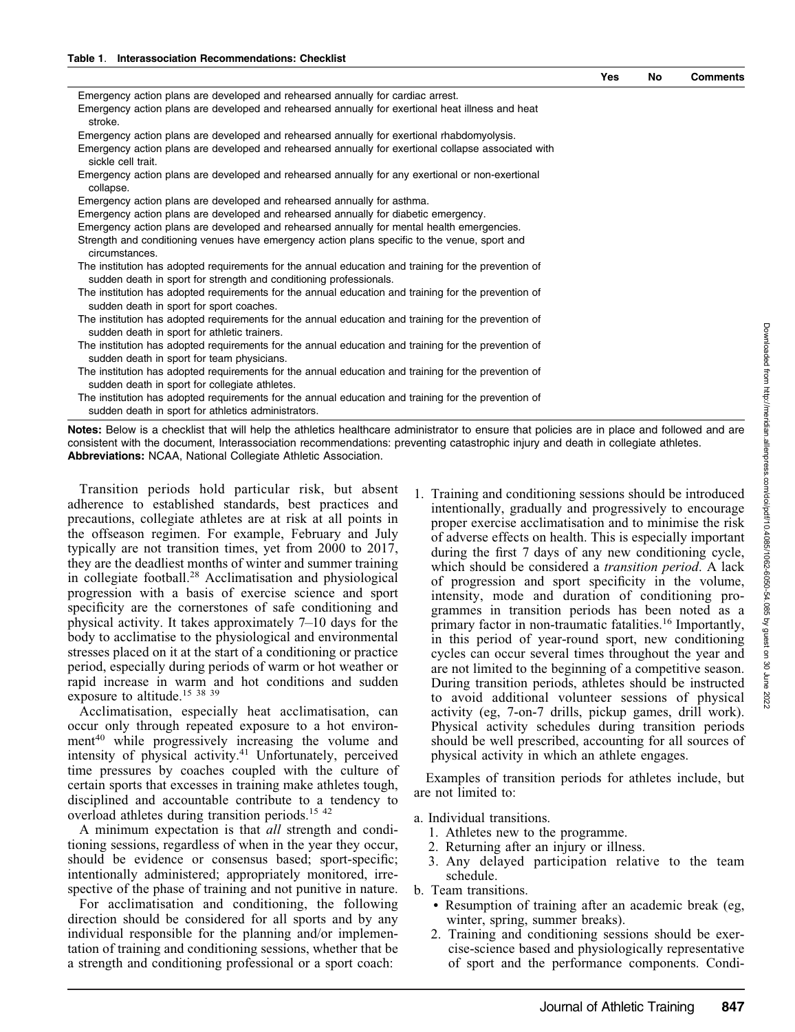**Table 1. Interassociation Recommendations: Checklist**

| | Yes | No | Comments |
|---|---|---|---|
| Emergency action plans are developed and rehearsed annually for cardiac arrest. | | | |
| Emergency action plans are developed and rehearsed annually for exertional heat illness and heat stroke. | | | |
| Emergency action plans are developed and rehearsed annually for exertional rhabdomyolysis. | | | |
| Emergency action plans are developed and rehearsed annually for exertional collapse associated with sickle cell trait. | | | |
| Emergency action plans are developed and rehearsed annually for any exertional or non-exertional collapse. | | | |
| Emergency action plans are developed and rehearsed annually for asthma. | | | |
| Emergency action plans are developed and rehearsed annually for diabetic emergency. | | | |
| Emergency action plans are developed and rehearsed annually for mental health emergencies. | | | |
| Strength and conditioning venues have emergency action plans specific to the venue, sport and circumstances. | | | |
| The institution has adopted requirements for the annual education and training for the prevention of sudden death in sport for strength and conditioning professionals. | | | |
| The institution has adopted requirements for the annual education and training for the prevention of sudden death in sport for sport coaches. | | | |
| The institution has adopted requirements for the annual education and training for the prevention of sudden death in sport for athletic trainers. | | | |
| The institution has adopted requirements for the annual education and training for the prevention of sudden death in sport for team physicians. | | | |
| The institution has adopted requirements for the annual education and training for the prevention of sudden death in sport for collegiate athletes. | | | |
| The institution has adopted requirements for the annual education and training for the prevention of sudden death in sport for athletics administrators. | | | |

**Notes:** Below is a checklist that will help the athletics healthcare administrator to ensure that policies are in place and followed and are consistent with the document, Interassociation recommendations: preventing catastrophic injury and death in collegiate athletes.
**Abbreviations:** NCAA, National Collegiate Athletic Association.

Transition periods hold particular risk, but absent adherence to established standards, best practices and precautions, collegiate athletes are at risk at all points in the offseason regimen. For example, February and July typically are not transition times, yet from 2000 to 2017, they are the deadliest months of winter and summer training in collegiate football.[28] Acclimatisation and physiological progression with a basis of exercise science and sport specificity are the cornerstones of safe conditioning and physical activity. It takes approximately 7–10 days for the body to acclimatise to the physiological and environmental stresses placed on it at the start of a conditioning or practice period, especially during periods of warm or hot weather or rapid increase in warm and hot conditions and sudden exposure to altitude.[15 38 39]

Acclimatisation, especially heat acclimatisation, can occur only through repeated exposure to a hot environment[40] while progressively increasing the volume and intensity of physical activity.[41] Unfortunately, perceived time pressures by coaches coupled with the culture of certain sports that excesses in training make athletes tough, disciplined and accountable contribute to a tendency to overload athletes during transition periods.[15 42]

A minimum expectation is that *all* strength and conditioning sessions, regardless of when in the year they occur, should be evidence or consensus based; sport-specific; intentionally administered; appropriately monitored, irrespective of the phase of training and not punitive in nature.

For acclimatisation and conditioning, the following direction should be considered for all sports and by any individual responsible for the planning and/or implementation of training and conditioning sessions, whether that be a strength and conditioning professional or a sport coach:

1. Training and conditioning sessions should be introduced intentionally, gradually and progressively to encourage proper exercise acclimatisation and to minimise the risk of adverse effects on health. This is especially important during the first 7 days of any new conditioning cycle, which should be considered a *transition period*. A lack of progression and sport specificity in the volume, intensity, mode and duration of conditioning programmes in transition periods has been noted as a primary factor in non-traumatic fatalities.[16] Importantly, in this period of year-round sport, new conditioning cycles can occur several times throughout the year and are not limited to the beginning of a competitive season. During transition periods, athletes should be instructed to avoid additional volunteer sessions of physical activity (eg, 7-on-7 drills, pickup games, drill work). Physical activity schedules during transition periods should be well prescribed, accounting for all sources of physical activity in which an athlete engages.

Examples of transition periods for athletes include, but are not limited to:

a. Individual transitions.
   1. Athletes new to the programme.
   2. Returning after an injury or illness.
   3. Any delayed participation relative to the team schedule.
b. Team transitions.
   - Resumption of training after an academic break (eg, winter, spring, summer breaks).

2. Training and conditioning sessions should be exercise-science based and physiologically representative of sport and the performance components. Condi-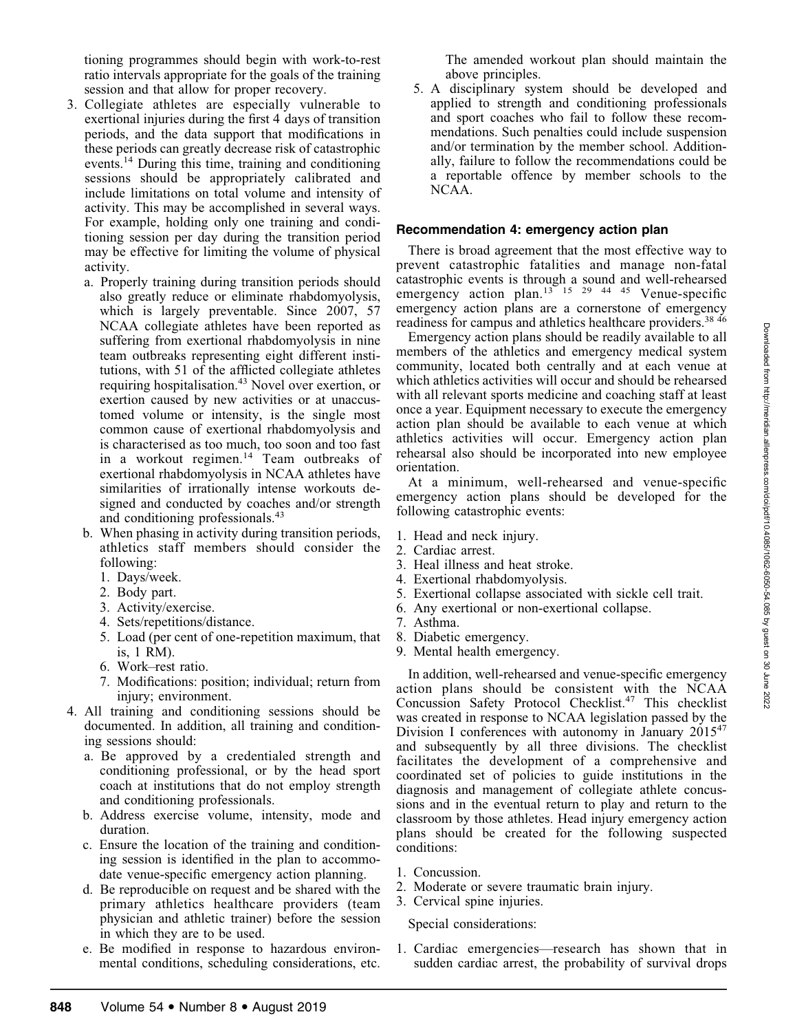tioning programmes should begin with work-to-rest ratio intervals appropriate for the goals of the training session and that allow for proper recovery.

3. Collegiate athletes are especially vulnerable to exertional injuries during the first 4 days of transition periods, and the data support that modifications in these periods can greatly decrease risk of catastrophic events.[14] During this time, training and conditioning sessions should be appropriately calibrated and include limitations on total volume and intensity of activity. This may be accomplished in several ways. For example, holding only one training and conditioning session per day during the transition period may be effective for limiting the volume of physical activity.
   a. Properly training during transition periods should also greatly reduce or eliminate rhabdomyolysis, which is largely preventable. Since 2007, 57 NCAA collegiate athletes have been reported as suffering from exertional rhabdomyolysis in nine team outbreaks representing eight different institutions, with 51 of the afflicted collegiate athletes requiring hospitalisation.[43] Novel over exertion, or exertion caused by new activities or at unaccustomed volume or intensity, is the single most common cause of exertional rhabdomyolysis and is characterised as too much, too soon and too fast in a workout regimen.[14] Team outbreaks of exertional rhabdomyolysis in NCAA athletes have similarities of irrationally intense workouts designed and conducted by coaches and/or strength and conditioning professionals.[43]
   b. When phasing in activity during transition periods, athletics staff members should consider the following:
      1. Days/week.
      2. Body part.
      3. Activity/exercise.
      4. Sets/repetitions/distance.
      5. Load (per cent of one-repetition maximum, that is, 1 RM).
      6. Work–rest ratio.
      7. Modifications: position; individual; return from injury; environment.
4. All training and conditioning sessions should be documented. In addition, all training and conditioning sessions should:
   a. Be approved by a credentialed strength and conditioning professional, or by the head sport coach at institutions that do not employ strength and conditioning professionals.
   b. Address exercise volume, intensity, mode and duration.
   c. Ensure the location of the training and conditioning session is identified in the plan to accommodate venue-specific emergency action planning.
   d. Be reproducible on request and be shared with the primary athletics healthcare providers (team physician and athletic trainer) before the session in which they are to be used.
   e. Be modified in response to hazardous environmental conditions, scheduling considerations, etc. The amended workout plan should maintain the above principles.
5. A disciplinary system should be developed and applied to strength and conditioning professionals and sport coaches who fail to follow these recommendations. Such penalties could include suspension and/or termination by the member school. Additionally, failure to follow the recommendations could be a reportable offence by member schools to the NCAA.

### Recommendation 4: emergency action plan

There is broad agreement that the most effective way to prevent catastrophic fatalities and manage non-fatal catastrophic events is through a sound and well-rehearsed emergency action plan.[13 15 29 44 45] Venue-specific emergency action plans are a cornerstone of emergency readiness for campus and athletics healthcare providers.[38 46]

Emergency action plans should be readily available to all members of the athletics and emergency medical system community, located both centrally and at each venue at which athletics activities will occur and should be rehearsed with all relevant sports medicine and coaching staff at least once a year. Equipment necessary to execute the emergency action plan should be available to each venue at which athletics activities will occur. Emergency action plan rehearsal also should be incorporated into new employee orientation.

At a minimum, well-rehearsed and venue-specific emergency action plans should be developed for the following catastrophic events:

1. Head and neck injury.
2. Cardiac arrest.
3. Heal illness and heat stroke.
4. Exertional rhabdomyolysis.
5. Exertional collapse associated with sickle cell trait.
6. Any exertional or non-exertional collapse.
7. Asthma.
8. Diabetic emergency.
9. Mental health emergency.

In addition, well-rehearsed and venue-specific emergency action plans should be consistent with the NCAA Concussion Safety Protocol Checklist.[47] This checklist was created in response to NCAA legislation passed by the Division I conferences with autonomy in January 2015[47] and subsequently by all three divisions. The checklist facilitates the development of a comprehensive and coordinated set of policies to guide institutions in the diagnosis and management of collegiate athlete concussions and in the eventual return to play and return to the classroom by those athletes. Head injury emergency action plans should be created for the following suspected conditions:

1. Concussion.
2. Moderate or severe traumatic brain injury.
3. Cervical spine injuries.

Special considerations:

1. Cardiac emergencies—research has shown that in sudden cardiac arrest, the probability of survival drops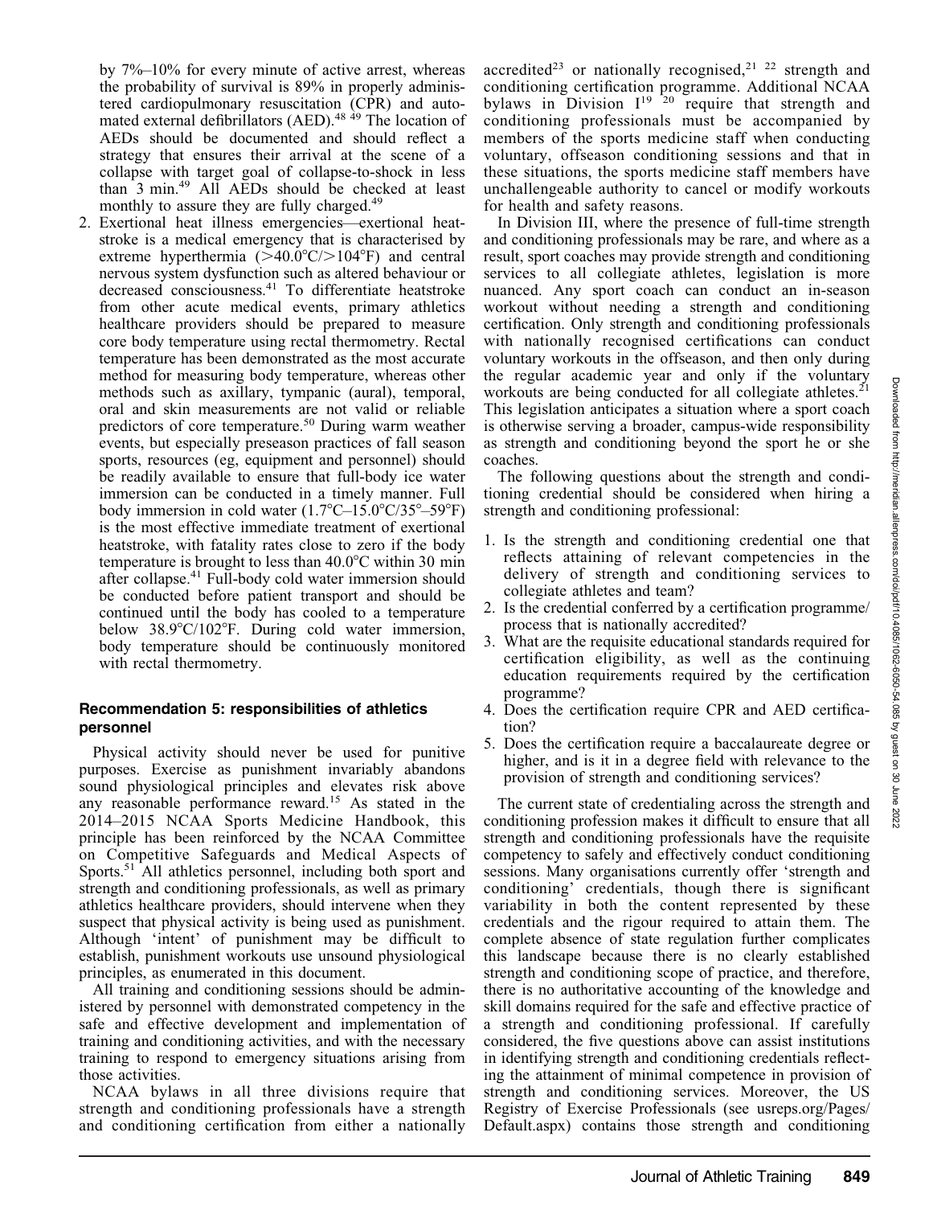by 7%–10% for every minute of active arrest, whereas the probability of survival is 89% in properly administered cardiopulmonary resuscitation (CPR) and automated external defibrillators (AED).[48 49] The location of AEDs should be documented and should reflect a strategy that ensures their arrival at the scene of a collapse with target goal of collapse-to-shock in less than 3 min.[49] All AEDs should be checked at least monthly to assure they are fully charged.[49]

2. Exertional heat illness emergencies—exertional heatstroke is a medical emergency that is characterised by extreme hyperthermia (>40.0°C/>104°F) and central nervous system dysfunction such as altered behaviour or decreased consciousness.[41] To differentiate heatstroke from other acute medical events, primary athletics healthcare providers should be prepared to measure core body temperature using rectal thermometry. Rectal temperature has been demonstrated as the most accurate method for measuring body temperature, whereas other methods such as axillary, tympanic (aural), temporal, oral and skin measurements are not valid or reliable predictors of core temperature.[50] During warm weather events, but especially preseason practices of fall season sports, resources (eg, equipment and personnel) should be readily available to ensure that full-body ice water immersion can be conducted in a timely manner. Full body immersion in cold water (1.7°C–15.0°C/35°–59°F) is the most effective immediate treatment of exertional heatstroke, with fatality rates close to zero if the body temperature is brought to less than 40.0°C within 30 min after collapse.[41] Full-body cold water immersion should be conducted before patient transport and should be continued until the body has cooled to a temperature below 38.9°C/102°F. During cold water immersion, body temperature should be continuously monitored with rectal thermometry.

### Recommendation 5: responsibilities of athletics personnel

Physical activity should never be used for punitive purposes. Exercise as punishment invariably abandons sound physiological principles and elevates risk above any reasonable performance reward.[15] As stated in the 2014–2015 NCAA Sports Medicine Handbook, this principle has been reinforced by the NCAA Committee on Competitive Safeguards and Medical Aspects of Sports.[51] All athletics personnel, including both sport and strength and conditioning professionals, as well as primary athletics healthcare providers, should intervene when they suspect that physical activity is being used as punishment. Although 'intent' of punishment may be difficult to establish, punishment workouts use unsound physiological principles, as enumerated in this document.

All training and conditioning sessions should be administered by personnel with demonstrated competency in the safe and effective development and implementation of training and conditioning activities, and with the necessary training to respond to emergency situations arising from those activities.

NCAA bylaws in all three divisions require that strength and conditioning professionals have a strength and conditioning certification from either a nationally accredited[23] or nationally recognised,[21 22] strength and conditioning certification programme. Additional NCAA bylaws in Division I[19 20] require that strength and conditioning professionals must be accompanied by members of the sports medicine staff when conducting voluntary, offseason conditioning sessions and that in these situations, the sports medicine staff members have unchallengeable authority to cancel or modify workouts for health and safety reasons.

In Division III, where the presence of full-time strength and conditioning professionals may be rare, and where as a result, sport coaches may provide strength and conditioning services to all collegiate athletes, legislation is more nuanced. Any sport coach can conduct an in-season workout without needing a strength and conditioning certification. Only strength and conditioning professionals with nationally recognised certifications can conduct voluntary workouts in the offseason, and then only during the regular academic year and only if the voluntary workouts are being conducted for all collegiate athletes.[21] This legislation anticipates a situation where a sport coach is otherwise serving a broader, campus-wide responsibility as strength and conditioning beyond the sport he or she coaches.

The following questions about the strength and conditioning credential should be considered when hiring a strength and conditioning professional:

1. Is the strength and conditioning credential one that reflects attaining of relevant competencies in the delivery of strength and conditioning services to collegiate athletes and team?
2. Is the credential conferred by a certification programme/process that is nationally accredited?
3. What are the requisite educational standards required for certification eligibility, as well as the continuing education requirements required by the certification programme?
4. Does the certification require CPR and AED certification?
5. Does the certification require a baccalaureate degree or higher, and is it in a degree field with relevance to the provision of strength and conditioning services?

The current state of credentialing across the strength and conditioning profession makes it difficult to ensure that all strength and conditioning professionals have the requisite competency to safely and effectively conduct conditioning sessions. Many organisations currently offer 'strength and conditioning' credentials, though there is significant variability in both the content represented by these credentials and the rigour required to attain them. The complete absence of state regulation further complicates this landscape because there is no clearly established strength and conditioning scope of practice, and therefore, there is no authoritative accounting of the knowledge and skill domains required for the safe and effective practice of a strength and conditioning professional. If carefully considered, the five questions above can assist institutions in identifying strength and conditioning credentials reflecting the attainment of minimal competence in provision of strength and conditioning services. Moreover, the US Registry of Exercise Professionals (see usreps.org/Pages/Default.aspx) contains those strength and conditioning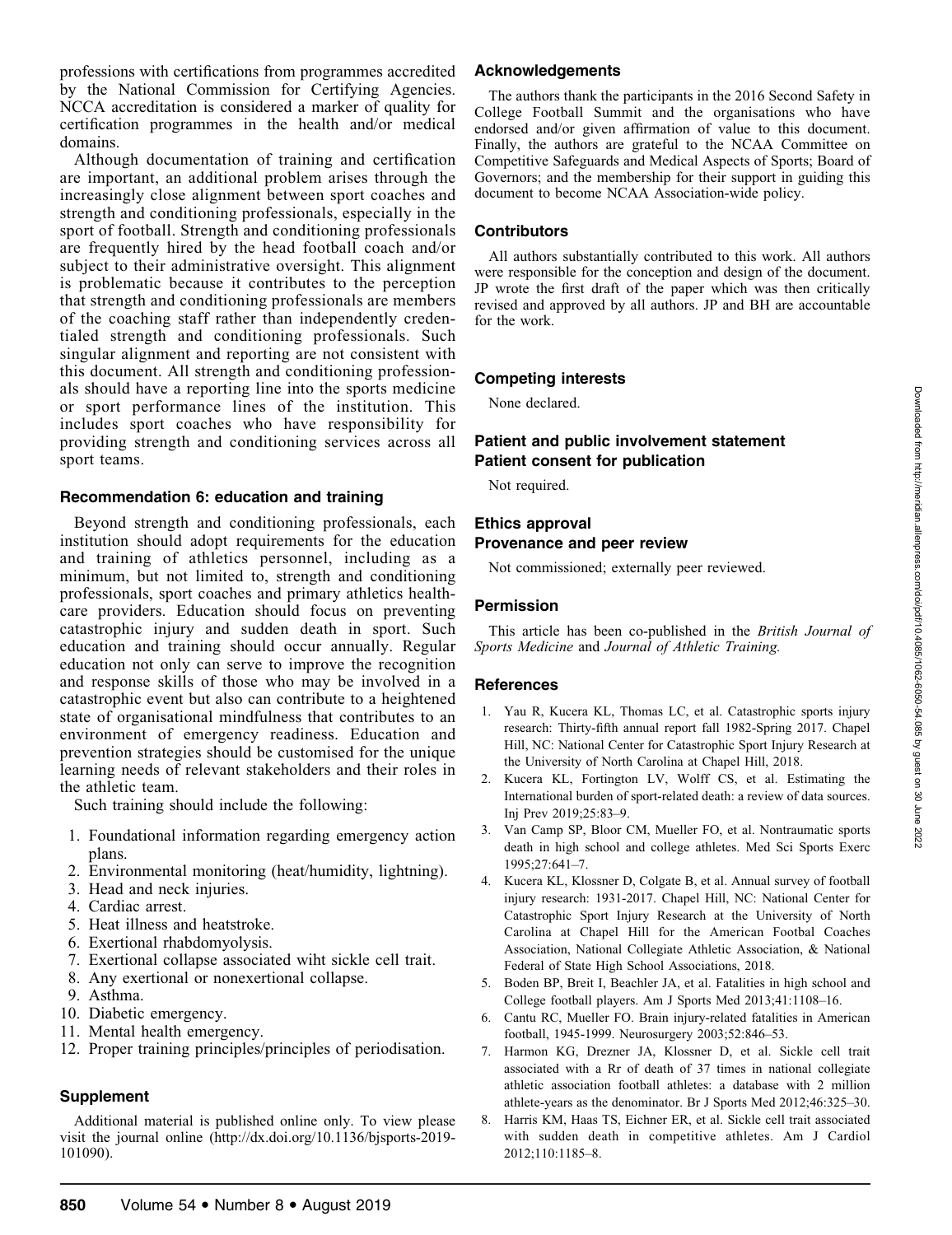professions with certifications from programmes accredited by the National Commission for Certifying Agencies. NCCA accreditation is considered a marker of quality for certification programmes in the health and/or medical domains.

Although documentation of training and certification are important, an additional problem arises through the increasingly close alignment between sport coaches and strength and conditioning professionals, especially in the sport of football. Strength and conditioning professionals are frequently hired by the head football coach and/or subject to their administrative oversight. This alignment is problematic because it contributes to the perception that strength and conditioning professionals are members of the coaching staff rather than independently credentialed strength and conditioning professionals. Such singular alignment and reporting are not consistent with this document. All strength and conditioning professionals should have a reporting line into the sports medicine or sport performance lines of the institution. This includes sport coaches who have responsibility for providing strength and conditioning services across all sport teams.

### Recommendation 6: education and training

Beyond strength and conditioning professionals, each institution should adopt requirements for the education and training of athletics personnel, including as a minimum, but not limited to, strength and conditioning professionals, sport coaches and primary athletics healthcare providers. Education should focus on preventing catastrophic injury and sudden death in sport. Such education and training should occur annually. Regular education not only can serve to improve the recognition and response skills of those who may be involved in a catastrophic event but also can contribute to a heightened state of organisational mindfulness that contributes to an environment of emergency readiness. Education and prevention strategies should be customised for the unique learning needs of relevant stakeholders and their roles in the athletic team.

Such training should include the following:

1. Foundational information regarding emergency action plans.
2. Environmental monitoring (heat/humidity, lightning).
3. Head and neck injuries.
4. Cardiac arrest.
5. Heat illness and heatstroke.
6. Exertional rhabdomyolysis.
7. Exertional collapse associated wiht sickle cell trait.
8. Any exertional or nonexertional collapse.
9. Asthma.
10. Diabetic emergency.
11. Mental health emergency.
12. Proper training principles/principles of periodisation.

### Supplement

Additional material is published online only. To view please visit the journal online (http://dx.doi.org/10.1136/bjsports-2019-101090).

### Acknowledgements

The authors thank the participants in the 2016 Second Safety in College Football Summit and the organisations who have endorsed and/or given affirmation of value to this document. Finally, the authors are grateful to the NCAA Committee on Competitive Safeguards and Medical Aspects of Sports; Board of Governors; and the membership for their support in guiding this document to become NCAA Association-wide policy.

### Contributors

All authors substantially contributed to this work. All authors were responsible for the conception and design of the document. JP wrote the first draft of the paper which was then critically revised and approved by all authors. JP and BH are accountable for the work.

### Competing interests

None declared.

### Patient and public involvement statement
### Patient consent for publication

Not required.

### Ethics approval
### Provenance and peer review

Not commissioned; externally peer reviewed.

### Permission

This article has been co-published in the *British Journal of Sports Medicine* and *Journal of Athletic Training.*

### References

1. Yau R, Kucera KL, Thomas LC, et al. Catastrophic sports injury research: Thirty-fifth annual report fall 1982-Spring 2017. Chapel Hill, NC: National Center for Catastrophic Sport Injury Research at the University of North Carolina at Chapel Hill, 2018.
2. Kucera KL, Fortington LV, Wolff CS, et al. Estimating the International burden of sport-related death: a review of data sources. Inj Prev 2019;25:83–9.
3. Van Camp SP, Bloor CM, Mueller FO, et al. Nontraumatic sports death in high school and college athletes. Med Sci Sports Exerc 1995;27:641–7.
4. Kucera KL, Klossner D, Colgate B, et al. Annual survey of football injury research: 1931-2017. Chapel Hill, NC: National Center for Catastrophic Sport Injury Research at the University of North Carolina at Chapel Hill for the American Footbal Coaches Association, National Collegiate Athletic Association, & National Federal of State High School Associations, 2018.
5. Boden BP, Breit I, Beachler JA, et al. Fatalities in high school and College football players. Am J Sports Med 2013;41:1108–16.
6. Cantu RC, Mueller FO. Brain injury-related fatalities in American football, 1945-1999. Neurosurgery 2003;52:846–53.
7. Harmon KG, Drezner JA, Klossner D, et al. Sickle cell trait associated with a Rr of death of 37 times in national collegiate athletic association football athletes: a database with 2 million athlete-years as the denominator. Br J Sports Med 2012;46:325–30.
8. Harris KM, Haas TS, Eichner ER, et al. Sickle cell trait associated with sudden death in competitive athletes. Am J Cardiol 2012;110:1185–8.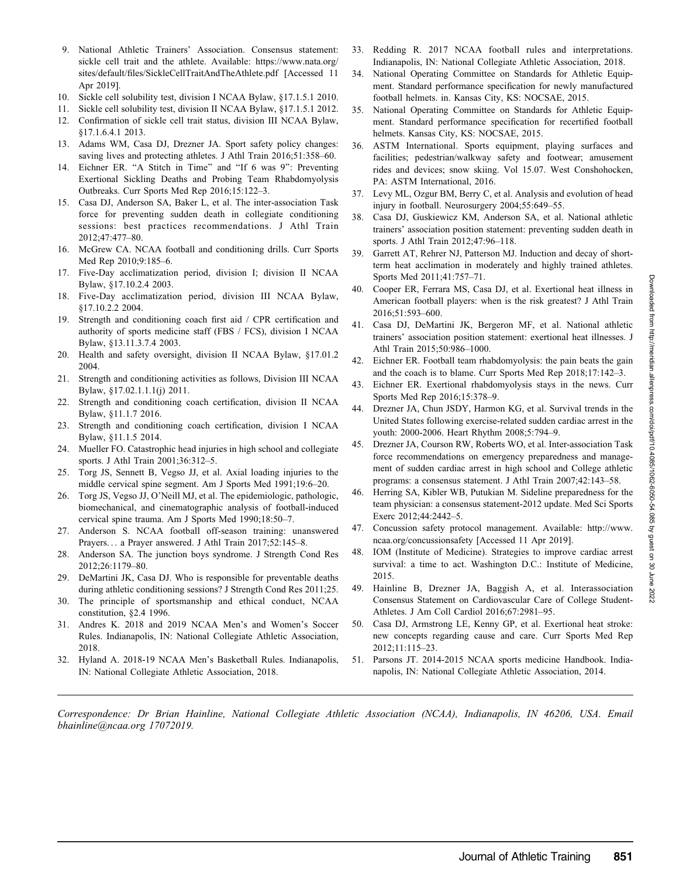9. National Athletic Trainers' Association. Consensus statement: sickle cell trait and the athlete. Available: https://www.nata.org/sites/default/files/SickleCellTraitAndTheAthlete.pdf [Accessed 11 Apr 2019].
10. Sickle cell solubility test, division I NCAA Bylaw, §17.1.5.1 2010.
11. Sickle cell solubility test, division II NCAA Bylaw, §17.1.5.1 2012.
12. Confirmation of sickle cell trait status, division III NCAA Bylaw, §17.1.6.4.1 2013.
13. Adams WM, Casa DJ, Drezner JA. Sport safety policy changes: saving lives and protecting athletes. J Athl Train 2016;51:358–60.
14. Eichner ER. "A Stitch in Time" and "If 6 was 9": Preventing Exertional Sickling Deaths and Probing Team Rhabdomyolysis Outbreaks. Curr Sports Med Rep 2016;15:122–3.
15. Casa DJ, Anderson SA, Baker L, et al. The inter-association Task force for preventing sudden death in collegiate conditioning sessions: best practices recommendations. J Athl Train 2012;47:477–80.
16. McGrew CA. NCAA football and conditioning drills. Curr Sports Med Rep 2010;9:185–6.
17. Five-Day acclimatization period, division I; division II NCAA Bylaw, §17.10.2.4 2003.
18. Five-Day acclimatization period, division III NCAA Bylaw, §17.10.2.2 2004.
19. Strength and conditioning coach first aid / CPR certification and authority of sports medicine staff (FBS / FCS), division I NCAA Bylaw, §13.11.3.7.4 2003.
20. Health and safety oversight, division II NCAA Bylaw, §17.01.2 2004.
21. Strength and conditioning activities as follows, Division III NCAA Bylaw, §17.02.1.1.1(j) 2011.
22. Strength and conditioning coach certification, division II NCAA Bylaw, §11.1.7 2016.
23. Strength and conditioning coach certification, division I NCAA Bylaw, §11.1.5 2014.
24. Mueller FO. Catastrophic head injuries in high school and collegiate sports. J Athl Train 2001;36:312–5.
25. Torg JS, Sennett B, Vegso JJ, et al. Axial loading injuries to the middle cervical spine segment. Am J Sports Med 1991;19:6–20.
26. Torg JS, Vegso JJ, O'Neill MJ, et al. The epidemiologic, pathologic, biomechanical, and cinematographic analysis of football-induced cervical spine trauma. Am J Sports Med 1990;18:50–7.
27. Anderson S. NCAA football off-season training: unanswered Prayers… a Prayer answered. J Athl Train 2017;52:145–8.
28. Anderson SA. The junction boys syndrome. J Strength Cond Res 2012;26:1179–80.
29. DeMartini JK, Casa DJ. Who is responsible for preventable deaths during athletic conditioning sessions? J Strength Cond Res 2011;25.
30. The principle of sportsmanship and ethical conduct, NCAA constitution, §2.4 1996.
31. Andres K. 2018 and 2019 NCAA Men's and Women's Soccer Rules. Indianapolis, IN: National Collegiate Athletic Association, 2018.
32. Hyland A. 2018-19 NCAA Men's Basketball Rules. Indianapolis, IN: National Collegiate Athletic Association, 2018.
33. Redding R. 2017 NCAA football rules and interpretations. Indianapolis, IN: National Collegiate Athletic Association, 2018.
34. National Operating Committee on Standards for Athletic Equipment. Standard performance specification for newly manufactured football helmets. in. Kansas City, KS: NOCSAE, 2015.
35. National Operating Committee on Standards for Athletic Equipment. Standard performance specification for recertified football helmets. Kansas City, KS: NOCSAE, 2015.
36. ASTM International. Sports equipment, playing surfaces and facilities; pedestrian/walkway safety and footwear; amusement rides and devices; snow skiing. Vol 15.07. West Conshohocken, PA: ASTM International, 2016.
37. Levy ML, Ozgur BM, Berry C, et al. Analysis and evolution of head injury in football. Neurosurgery 2004;55:649–55.
38. Casa DJ, Guskiewicz KM, Anderson SA, et al. National athletic trainers' association position statement: preventing sudden death in sports. J Athl Train 2012;47:96–118.
39. Garrett AT, Rehrer NJ, Patterson MJ. Induction and decay of short-term heat acclimation in moderately and highly trained athletes. Sports Med 2011;41:757–71.
40. Cooper ER, Ferrara MS, Casa DJ, et al. Exertional heat illness in American football players: when is the risk greatest? J Athl Train 2016;51:593–600.
41. Casa DJ, DeMartini JK, Bergeron MF, et al. National athletic trainers' association position statement: exertional heat illnesses. J Athl Train 2015;50:986–1000.
42. Eichner ER. Football team rhabdomyolysis: the pain beats the gain and the coach is to blame. Curr Sports Med Rep 2018;17:142–3.
43. Eichner ER. Exertional rhabdomyolysis stays in the news. Curr Sports Med Rep 2016;15:378–9.
44. Drezner JA, Chun JSDY, Harmon KG, et al. Survival trends in the United States following exercise-related sudden cardiac arrest in the youth: 2000-2006. Heart Rhythm 2008;5:794–9.
45. Drezner JA, Courson RW, Roberts WO, et al. Inter-association Task force recommendations on emergency preparedness and management of sudden cardiac arrest in high school and College athletic programs: a consensus statement. J Athl Train 2007;42:143–58.
46. Herring SA, Kibler WB, Putukian M. Sideline preparedness for the team physician: a consensus statement-2012 update. Med Sci Sports Exerc 2012;44:2442–5.
47. Concussion safety protocol management. Available: http://www.ncaa.org/concussionsafety [Accessed 11 Apr 2019].
48. IOM (Institute of Medicine). Strategies to improve cardiac arrest survival: a time to act. Washington D.C.: Institute of Medicine, 2015.
49. Hainline B, Drezner JA, Baggish A, et al. Interassociation Consensus Statement on Cardiovascular Care of College Student-Athletes. J Am Coll Cardiol 2016;67:2981–95.
50. Casa DJ, Armstrong LE, Kenny GP, et al. Exertional heat stroke: new concepts regarding cause and care. Curr Sports Med Rep 2012;11:115–23.
51. Parsons JT. 2014-2015 NCAA sports medicine Handbook. Indianapolis, IN: National Collegiate Athletic Association, 2014.

*Correspondence: Dr Brian Hainline, National Collegiate Athletic Association (NCAA), Indianapolis, IN 46206, USA. Email bhainline@ncaa.org 17072019.*